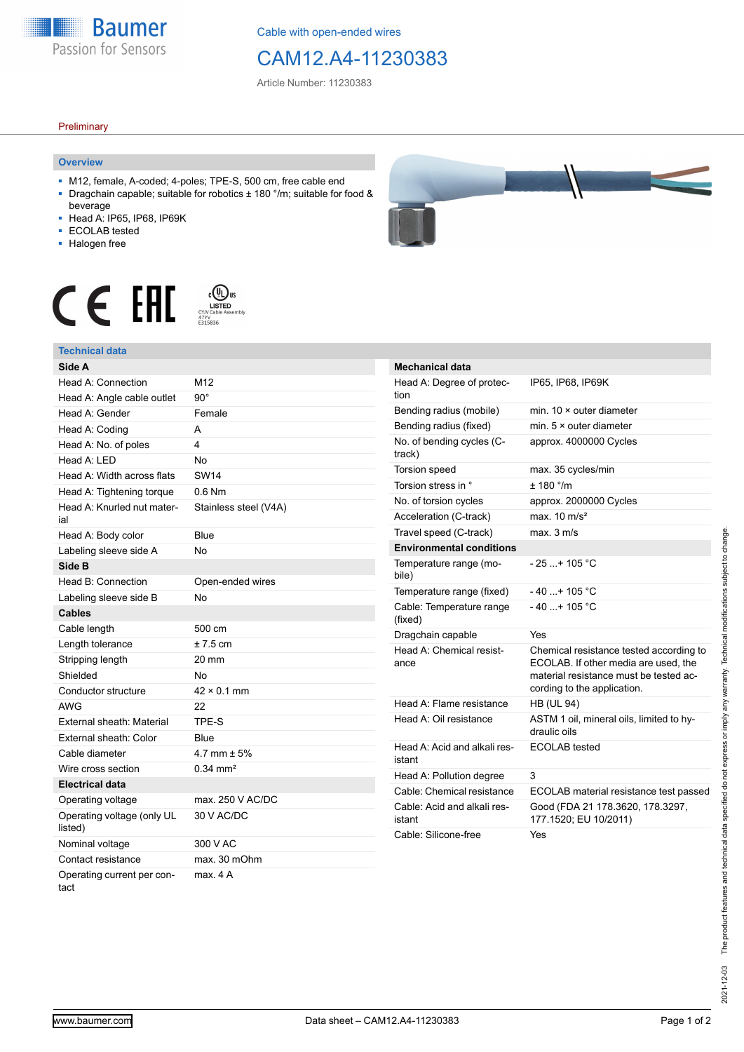Cable with open-ended wires

# CAM12.A4-11230383

Article Number: 11230383

Preliminary

## Overview

- M12, female, A-coded; 4-poles; TPE-S, 500 cm, free cable end
- Dragchain capable; suitable for robotics ± 180 °/m; suitable for food & beverage
- Head A: IP65, IP68, IP69K
- ECOLAB tested
- Halogen free

## Technical data

| **Side A** | |
|---|---|
| Head A: Connection | M12 |
| Head A: Angle cable outlet | 90° |
| Head A: Gender | Female |
| Head A: Coding | A |
| Head A: No. of poles | 4 |
| Head A: LED | No |
| Head A: Width across flats | SW14 |
| Head A: Tightening torque | 0.6 Nm |
| Head A: Knurled nut material | Stainless steel (V4A) |
| Head A: Body color | Blue |
| Labeling sleeve side A | No |
| **Side B** | |
| Head B: Connection | Open-ended wires |
| Labeling sleeve side B | No |
| **Cables** | |
| Cable length | 500 cm |
| Length tolerance | ± 7.5 cm |
| Stripping length | 20 mm |
| Shielded | No |
| Conductor structure | 42 × 0.1 mm |
| AWG | 22 |
| External sheath: Material | TPE-S |
| External sheath: Color | Blue |
| Cable diameter | 4.7 mm ± 5% |
| Wire cross section | 0.34 mm² |
| **Electrical data** | |
| Operating voltage | max. 250 V AC/DC |
| Operating voltage (only UL listed) | 30 V AC/DC |
| Nominal voltage | 300 V AC |
| Contact resistance | max. 30 mOhm |
| Operating current per contact | max. 4 A |

| **Mechanical data** | |
|---|---|
| Head A: Degree of protection | IP65, IP68, IP69K |
| Bending radius (mobile) | min. 10 × outer diameter |
| Bending radius (fixed) | min. 5 × outer diameter |
| No. of bending cycles (C-track) | approx. 4000000 Cycles |
| Torsion speed | max. 35 cycles/min |
| Torsion stress in ° | ± 180 °/m |
| No. of torsion cycles | approx. 2000000 Cycles |
| Acceleration (C-track) | max. 10 m/s² |
| Travel speed (C-track) | max. 3 m/s |
| **Environmental conditions** | |
| Temperature range (mobile) | - 25 ...+ 105 °C |
| Temperature range (fixed) | - 40 ...+ 105 °C |
| Cable: Temperature range (fixed) | - 40 ...+ 105 °C |
| Dragchain capable | Yes |
| Head A: Chemical resistance | Chemical resistance tested according to ECOLAB. If other media are used, the material resistance must be tested according to the application. |
| Head A: Flame resistance | HB (UL 94) |
| Head A: Oil resistance | ASTM 1 oil, mineral oils, limited to hydraulic oils |
| Head A: Acid and alkali resistant | ECOLAB tested |
| Head A: Pollution degree | 3 |
| Cable: Chemical resistance | ECOLAB material resistance test passed |
| Cable: Acid and alkali resistant | Good (FDA 21 178.3620, 178.3297, 177.1520; EU 10/2011) |
| Cable: Silicone-free | Yes |

2021-12-03 The product features and technical data specified do not express or imply any warranty. Technical modifications subject to change.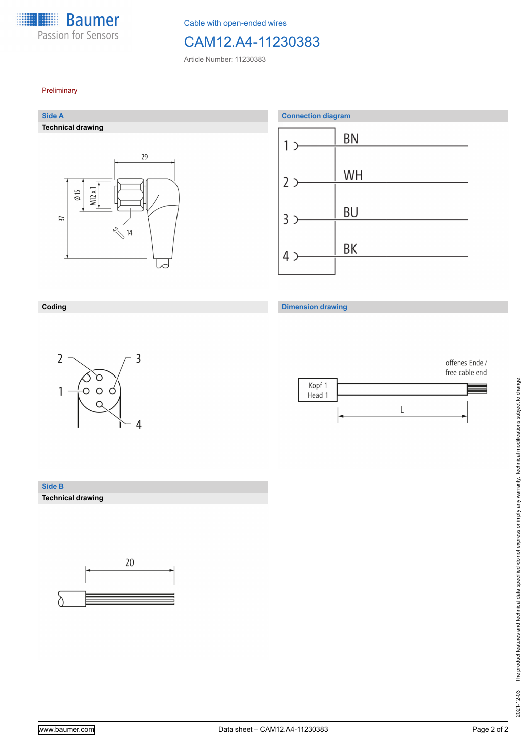Cable with open-ended wires

# CAM12.A4-11230383

Article Number: 11230383

Preliminary

## Side A

### Technical drawing

29

Ø15

M12 x 1

37

14

## Connection diagram

1 BN

2 WH

3 BU

4 BK

### Coding

2

3

1

4

## Dimension drawing

offenes Ende / free cable end

Kopf 1 Head 1

L

## Side B

### Technical drawing

20

The product features and technical data specified do not express or imply any warranty. Technical modifications subject to change.

2021-12-03